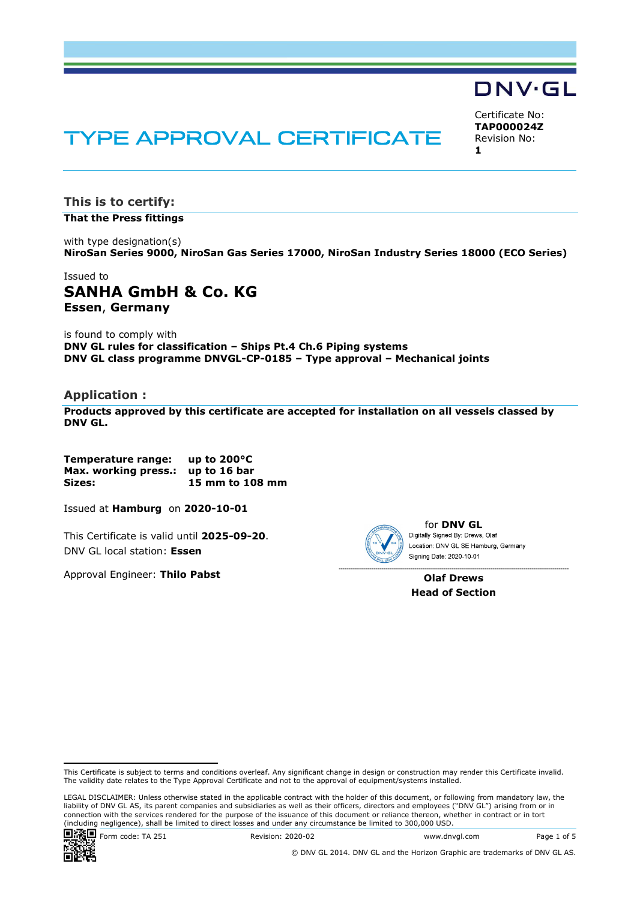DNV·GL

# TYPE APPROVAL CERTIFICATE

Certificate No:
**TAP000024Z**
Revision No:
**1**

## This is to certify:

**That the Press fittings**

with type designation(s)
**NiroSan Series 9000, NiroSan Gas Series 17000, NiroSan Industry Series 18000 (ECO Series)**

Issued to
**SANHA GmbH & Co. KG**
**Essen, Germany**

is found to comply with
**DNV GL rules for classification – Ships Pt.4 Ch.6 Piping systems**
**DNV GL class programme DNVGL-CP-0185 – Type approval – Mechanical joints**

## Application :

**Products approved by this certificate are accepted for installation on all vessels classed by DNV GL.**

**Temperature range:** **up to 200°C**
**Max. working press.:** **up to 16 bar**
**Sizes:** **15 mm to 108 mm**

Issued at **Hamburg** on **2020-10-01**

This Certificate is valid until **2025-09-20**.
DNV GL local station: **Essen**

Approval Engineer: **Thilo Pabst**

for **DNV GL**
Digitally Signed By: Drews, Olaf
Location: DNV GL SE Hamburg, Germany
Signing Date: 2020-10-01

**Olaf Drews**
**Head of Section**

This Certificate is subject to terms and conditions overleaf. Any significant change in design or construction may render this Certificate invalid. The validity date relates to the Type Approval Certificate and not to the approval of equipment/systems installed.

LEGAL DISCLAIMER: Unless otherwise stated in the applicable contract with the holder of this document, or following from mandatory law, the liability of DNV GL AS, its parent companies and subsidiaries as well as their officers, directors and employees ("DNV GL") arising from or in connection with the services rendered for the purpose of the issuance of this document or reliance thereon, whether in contract or in tort (including negligence), shall be limited to direct losses and under any circumstance be limited to 300,000 USD.

Form code: TA 251 Revision: 2020-02 www.dnvgl.com

© DNV GL 2014. DNV GL and the Horizon Graphic are trademarks of DNV GL AS.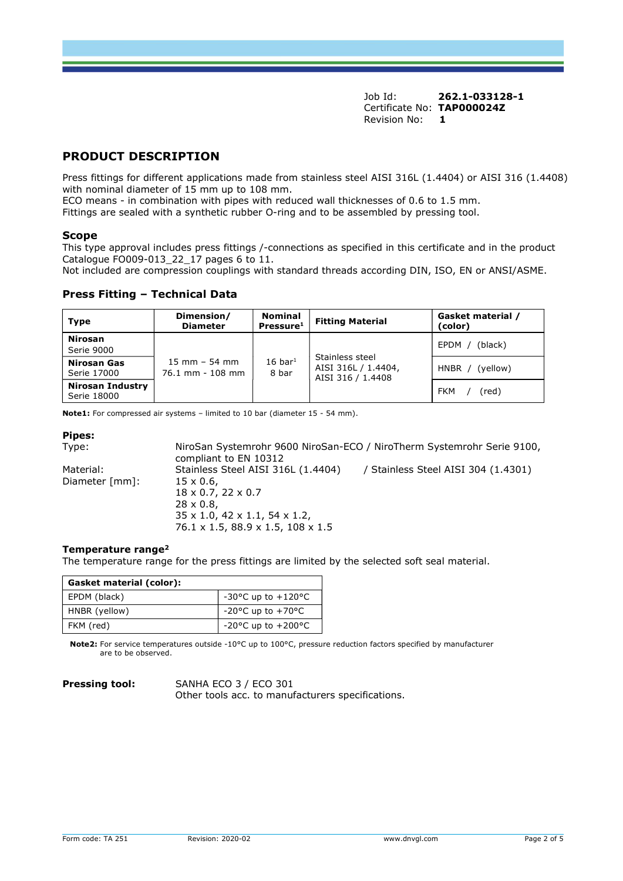Job Id: **262.1-033128-1**
Certificate No: **TAP000024Z**
Revision No: **1**

## PRODUCT DESCRIPTION

Press fittings for different applications made from stainless steel AISI 316L (1.4404) or AISI 316 (1.4408) with nominal diameter of 15 mm up to 108 mm.
ECO means - in combination with pipes with reduced wall thicknesses of 0.6 to 1.5 mm.
Fittings are sealed with a synthetic rubber O-ring and to be assembled by pressing tool.

### Scope

This type approval includes press fittings /-connections as specified in this certificate and in the product Catalogue FO009-013_22_17 pages 6 to 11.
Not included are compression couplings with standard threads according DIN, ISO, EN or ANSI/ASME.

### Press Fitting – Technical Data

| Type | Dimension/ Diameter | Nominal Pressure[1] | Fitting Material | Gasket material / (color) |
|---|---|---|---|---|
| **Nirosan** Serie 9000 | 15 mm – 54 mm<br>76.1 mm - 108 mm | 16 bar[1]<br>8 bar | Stainless steel<br>AISI 316L / 1.4404,<br>AISI 316 / 1.4408 | EPDM / (black) |
| **Nirosan Gas** Serie 17000 | | | | HNBR / (yellow) |
| **Nirosan Industry** Serie 18000 | | | | FKM / (red) |

**Note1:** For compressed air systems – limited to 10 bar (diameter 15 - 54 mm).

### Pipes:

Type: NiroSan Systemrohr 9600 NiroSan-ECO / NiroTherm Systemrohr Serie 9100, compliant to EN 10312

Material: Stainless Steel AISI 316L (1.4404) / Stainless Steel AISI 304 (1.4301)

Diameter [mm]:
15 x 0.6,
18 x 0.7, 22 x 0.7
28 x 0.8,
35 x 1.0, 42 x 1.1, 54 x 1.2,
76.1 x 1.5, 88.9 x 1.5, 108 x 1.5

### Temperature range[2]

The temperature range for the press fittings are limited by the selected soft seal material.

| Gasket material (color): | |
|---|---|
| EPDM (black) | -30°C up to +120°C |
| HNBR (yellow) | -20°C up to +70°C |
| FKM (red) | -20°C up to +200°C |

**Note2:** For service temperatures outside -10°C up to 100°C, pressure reduction factors specified by manufacturer are to be observed.

**Pressing tool:** SANHA ECO 3 / ECO 301
Other tools acc. to manufacturers specifications.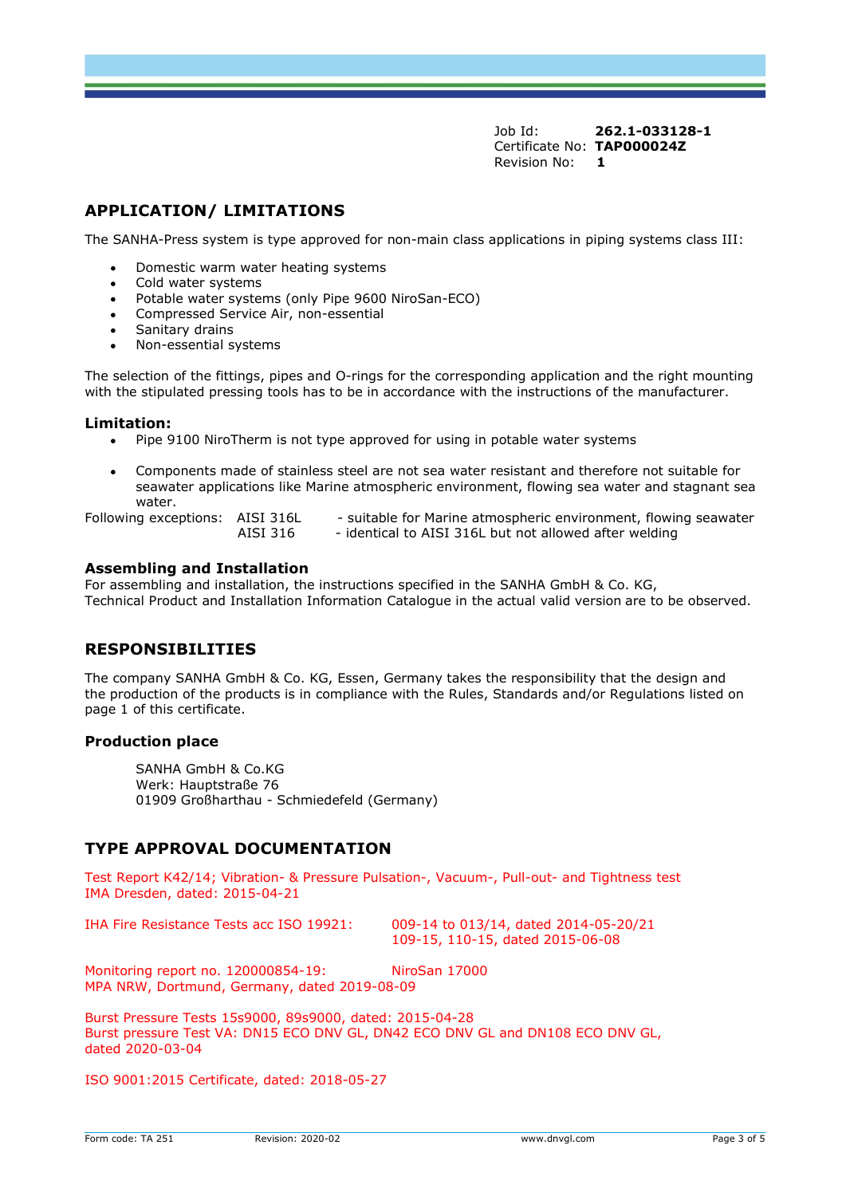Job Id: **262.1-033128-1**
Certificate No: **TAP000024Z**
Revision No: **1**

## APPLICATION/ LIMITATIONS

The SANHA-Press system is type approved for non-main class applications in piping systems class III:

- Domestic warm water heating systems
- Cold water systems
- Potable water systems (only Pipe 9600 NiroSan-ECO)
- Compressed Service Air, non-essential
- Sanitary drains
- Non-essential systems

The selection of the fittings, pipes and O-rings for the corresponding application and the right mounting with the stipulated pressing tools has to be in accordance with the instructions of the manufacturer.

### Limitation:

- Pipe 9100 NiroTherm is not type approved for using in potable water systems
- Components made of stainless steel are not sea water resistant and therefore not suitable for seawater applications like Marine atmospheric environment, flowing sea water and stagnant sea water.

Following exceptions: AISI 316L - suitable for Marine atmospheric environment, flowing seawater
AISI 316 - identical to AISI 316L but not allowed after welding

### Assembling and Installation

For assembling and installation, the instructions specified in the SANHA GmbH & Co. KG, Technical Product and Installation Information Catalogue in the actual valid version are to be observed.

## RESPONSIBILITIES

The company SANHA GmbH & Co. KG, Essen, Germany takes the responsibility that the design and the production of the products is in compliance with the Rules, Standards and/or Regulations listed on page 1 of this certificate.

### Production place

SANHA GmbH & Co.KG
Werk: Hauptstraße 76
01909 Großharthau - Schmiedefeld (Germany)

## TYPE APPROVAL DOCUMENTATION

Test Report K42/14; Vibration- & Pressure Pulsation-, Vacuum-, Pull-out- and Tightness test
IMA Dresden, dated: 2015-04-21

IHA Fire Resistance Tests acc ISO 19921: 009-14 to 013/14, dated 2014-05-20/21
109-15, 110-15, dated 2015-06-08

Monitoring report no. 120000854-19: NiroSan 17000
MPA NRW, Dortmund, Germany, dated 2019-08-09

Burst Pressure Tests 15s9000, 89s9000, dated: 2015-04-28
Burst pressure Test VA: DN15 ECO DNV GL, DN42 ECO DNV GL and DN108 ECO DNV GL, dated 2020-03-04

ISO 9001:2015 Certificate, dated: 2018-05-27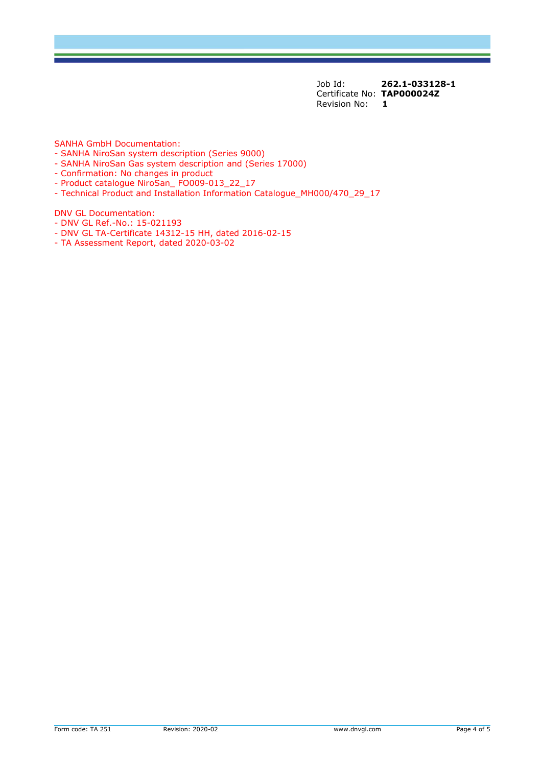Job Id: **262.1-033128-1**
Certificate No: **TAP000024Z**
Revision No: **1**

SANHA GmbH Documentation:
- SANHA NiroSan system description (Series 9000)
- SANHA NiroSan Gas system description and (Series 17000)
- Confirmation: No changes in product
- Product catalogue NiroSan_ FO009-013_22_17
- Technical Product and Installation Information Catalogue_MH000/470_29_17

DNV GL Documentation:
- DNV GL Ref.-No.: 15-021193
- DNV GL TA-Certificate 14312-15 HH, dated 2016-02-15
- TA Assessment Report, dated 2020-03-02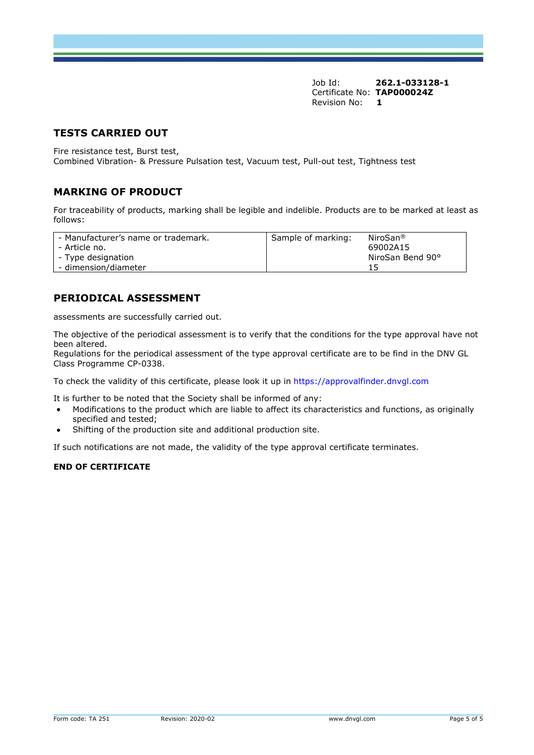Job Id: **262.1-033128-1**
Certificate No: **TAP000024Z**
Revision No: **1**

## TESTS CARRIED OUT

Fire resistance test, Burst test,
Combined Vibration- & Pressure Pulsation test, Vacuum test, Pull-out test, Tightness test

## MARKING OF PRODUCT

For traceability of products, marking shall be legible and indelible. Products are to be marked at least as follows:

| | | |
|---|---|---|
| - Manufacturer's name or trademark.<br>- Article no.<br>- Type designation<br>- dimension/diameter | Sample of marking: | NiroSan®<br>69002A15<br>NiroSan Bend 90°<br>15 |

## PERIODICAL ASSESSMENT

assessments are successfully carried out.

The objective of the periodical assessment is to verify that the conditions for the type approval have not been altered.
Regulations for the periodical assessment of the type approval certificate are to be find in the DNV GL Class Programme CP-0338.

To check the validity of this certificate, please look it up in https://approvalfinder.dnvgl.com

It is further to be noted that the Society shall be informed of any:

- Modifications to the product which are liable to affect its characteristics and functions, as originally specified and tested;
- Shifting of the production site and additional production site.

If such notifications are not made, the validity of the type approval certificate terminates.

**END OF CERTIFICATE**